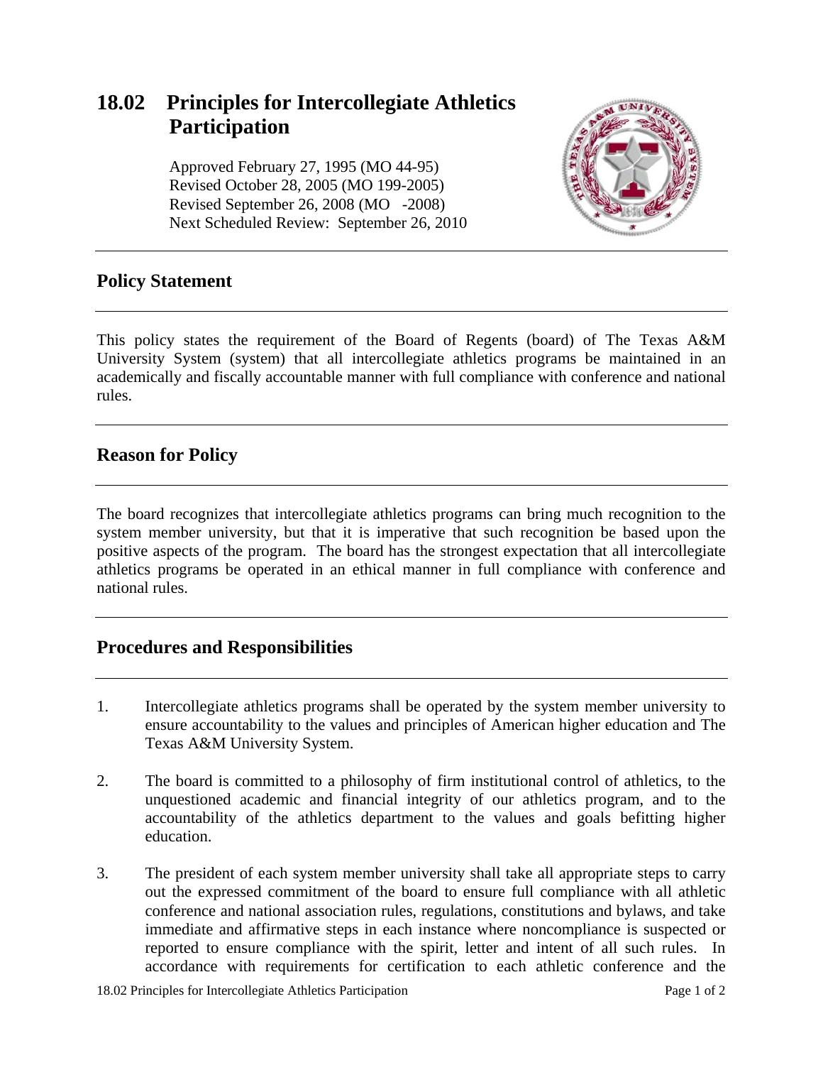# 18.02 Principles for Intercollegiate Athletics Participation

Approved February 27, 1995 (MO 44-95)
Revised October 28, 2005 (MO 199-2005)
Revised September 26, 2008 (MO -2008)
Next Scheduled Review: September 26, 2010

## Policy Statement

This policy states the requirement of the Board of Regents (board) of The Texas A&M University System (system) that all intercollegiate athletics programs be maintained in an academically and fiscally accountable manner with full compliance with conference and national rules.

## Reason for Policy

The board recognizes that intercollegiate athletics programs can bring much recognition to the system member university, but that it is imperative that such recognition be based upon the positive aspects of the program. The board has the strongest expectation that all intercollegiate athletics programs be operated in an ethical manner in full compliance with conference and national rules.

## Procedures and Responsibilities

1. Intercollegiate athletics programs shall be operated by the system member university to ensure accountability to the values and principles of American higher education and The Texas A&M University System.

2. The board is committed to a philosophy of firm institutional control of athletics, to the unquestioned academic and financial integrity of our athletics program, and to the accountability of the athletics department to the values and goals befitting higher education.

3. The president of each system member university shall take all appropriate steps to carry out the expressed commitment of the board to ensure full compliance with all athletic conference and national association rules, regulations, constitutions and bylaws, and take immediate and affirmative steps in each instance where noncompliance is suspected or reported to ensure compliance with the spirit, letter and intent of all such rules. In accordance with requirements for certification to each athletic conference and the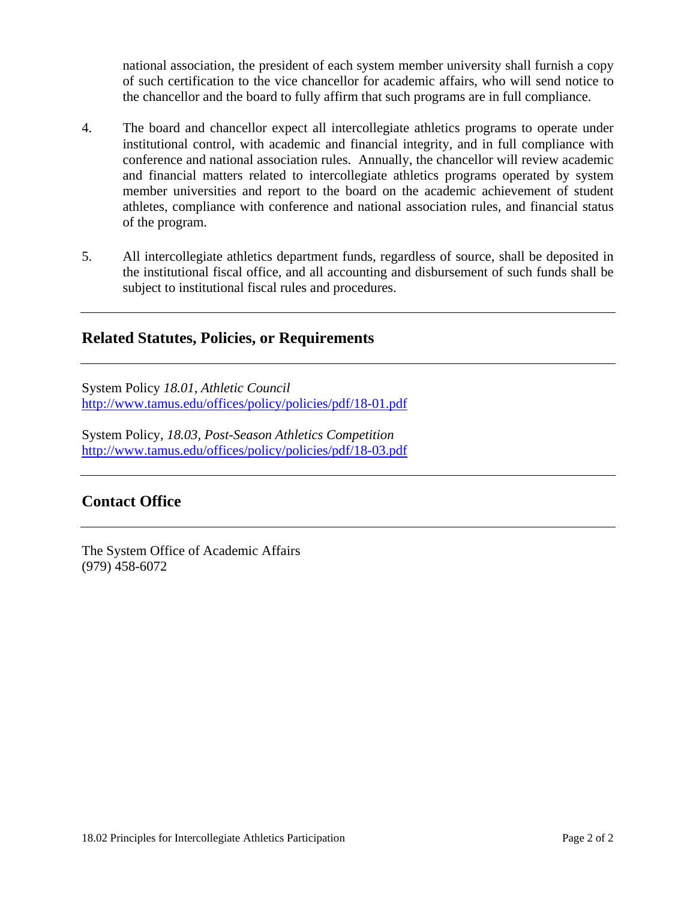national association, the president of each system member university shall furnish a copy of such certification to the vice chancellor for academic affairs, who will send notice to the chancellor and the board to fully affirm that such programs are in full compliance.

4. The board and chancellor expect all intercollegiate athletics programs to operate under institutional control, with academic and financial integrity, and in full compliance with conference and national association rules. Annually, the chancellor will review academic and financial matters related to intercollegiate athletics programs operated by system member universities and report to the board on the academic achievement of student athletes, compliance with conference and national association rules, and financial status of the program.

5. All intercollegiate athletics department funds, regardless of source, shall be deposited in the institutional fiscal office, and all accounting and disbursement of such funds shall be subject to institutional fiscal rules and procedures.

## Related Statutes, Policies, or Requirements

System Policy *18.01, Athletic Council*
http://www.tamus.edu/offices/policy/policies/pdf/18-01.pdf

System Policy, *18.03, Post-Season Athletics Competition*
http://www.tamus.edu/offices/policy/policies/pdf/18-03.pdf

## Contact Office

The System Office of Academic Affairs
(979) 458-6072